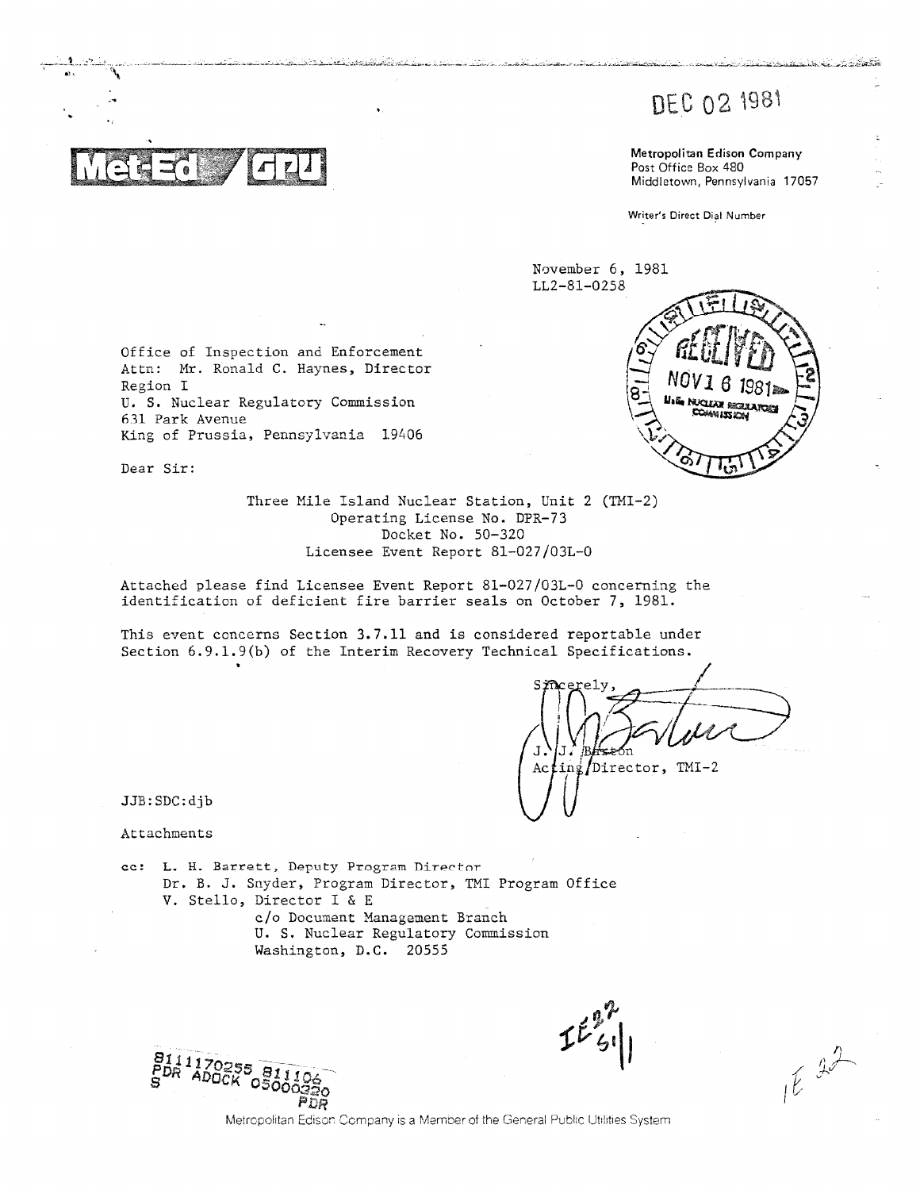DEC 02 1981

**Met-Ed / GPU**

**Metropolitan Edison Company**
Post Office Box 480
Middletown, Pennsylvania 17057

Writer's Direct Dial Number

November 6, 1981
LL2-81-0258

RECEIVED
NOV 16 1981
U.S. NUCLEAR REGULATORY COMMISSION

Office of Inspection and Enforcement
Attn: Mr. Ronald C. Haynes, Director
Region I
U. S. Nuclear Regulatory Commission
631 Park Avenue
King of Prussia, Pennsylvania 19406

Dear Sir:

Three Mile Island Nuclear Station, Unit 2 (TMI-2)
Operating License No. DPR-73
Docket No. 50-320
Licensee Event Report 81-027/03L-0

Attached please find Licensee Event Report 81-027/03L-0 concerning the identification of deficient fire barrier seals on October 7, 1981.

This event concerns Section 3.7.11 and is considered reportable under Section 6.9.1.9(b) of the Interim Recovery Technical Specifications.

Sincerely,

J. J. Barton
Acting Director, TMI-2

JJB:SDC:djb

Attachments

cc: L. H. Barrett, Deputy Program Director
Dr. B. J. Snyder, Program Director, TMI Program Office
V. Stello, Director I & E
c/o Document Management Branch
U. S. Nuclear Regulatory Commission
Washington, D.C. 20555

8111170255 811106
PDR ADOCK 05000320
S PDR

IE22 S/1

IE22

Metropolitan Edison Company is a Member of the General Public Utilities System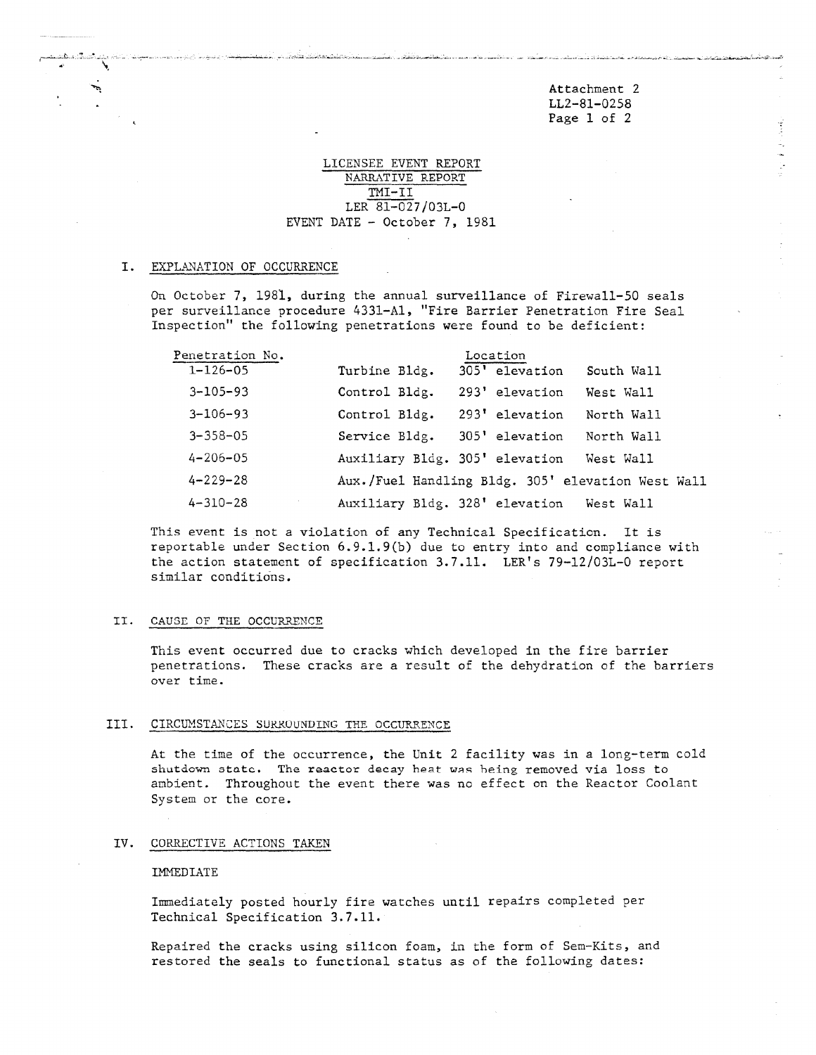Attachment 2
LL2-81-0258

LICENSEE EVENT REPORT
NARRATIVE REPORT
TMI-II
LER 81-027/03L-0
EVENT DATE - October 7, 1981

## I. EXPLANATION OF OCCURRENCE

On October 7, 1981, during the annual surveillance of Firewall-50 seals per surveillance procedure 4331-A1, "Fire Barrier Penetration Fire Seal Inspection" the following penetrations were found to be deficient:

| Penetration No. | Location | | |
|---|---|---|---|
| 1-126-05 | Turbine Bldg. | 305' elevation | South Wall |
| 3-105-93 | Control Bldg. | 293' elevation | West Wall |
| 3-106-93 | Control Bldg. | 293' elevation | North Wall |
| 3-358-05 | Service Bldg. | 305' elevation | North Wall |
| 4-206-05 | Auxiliary Bldg. | 305' elevation | West Wall |
| 4-229-28 | Aux./Fuel Handling Bldg. | 305' elevation | West Wall |
| 4-310-28 | Auxiliary Bldg. | 328' elevation | West Wall |

This event is not a violation of any Technical Specification. It is reportable under Section 6.9.1.9(b) due to entry into and compliance with the action statement of specification 3.7.11. LER's 79-12/03L-0 report similar conditions.

## II. CAUSE OF THE OCCURRENCE

This event occurred due to cracks which developed in the fire barrier penetrations. These cracks are a result of the dehydration of the barriers over time.

## III. CIRCUMSTANCES SURROUNDING THE OCCURRENCE

At the time of the occurrence, the Unit 2 facility was in a long-term cold shutdown state. The reactor decay heat was being removed via loss to ambient. Throughout the event there was no effect on the Reactor Coolant System or the core.

## IV. CORRECTIVE ACTIONS TAKEN

IMMEDIATE

Immediately posted hourly fire watches until repairs completed per Technical Specification 3.7.11.

Repaired the cracks using silicon foam, in the form of Sem-Kits, and restored the seals to functional status as of the following dates: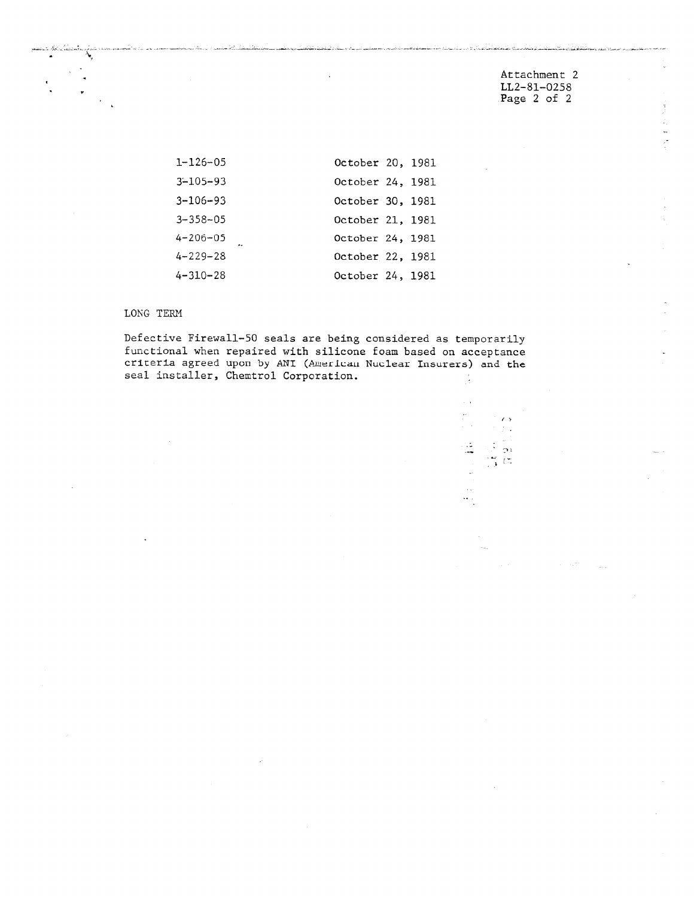Attachment 2
LL2-81-0258

| | |
|---|---|
| 1-126-05 | October 20, 1981 |
| 3-105-93 | October 24, 1981 |
| 3-106-93 | October 30, 1981 |
| 3-358-05 | October 21, 1981 |
| 4-206-05 | October 24, 1981 |
| 4-229-28 | October 22, 1981 |
| 4-310-28 | October 24, 1981 |

LONG TERM

Defective Firewall-50 seals are being considered as temporarily functional when repaired with silicone foam based on acceptance criteria agreed upon by ANI (American Nuclear Insurers) and the seal installer, Chemtrol Corporation.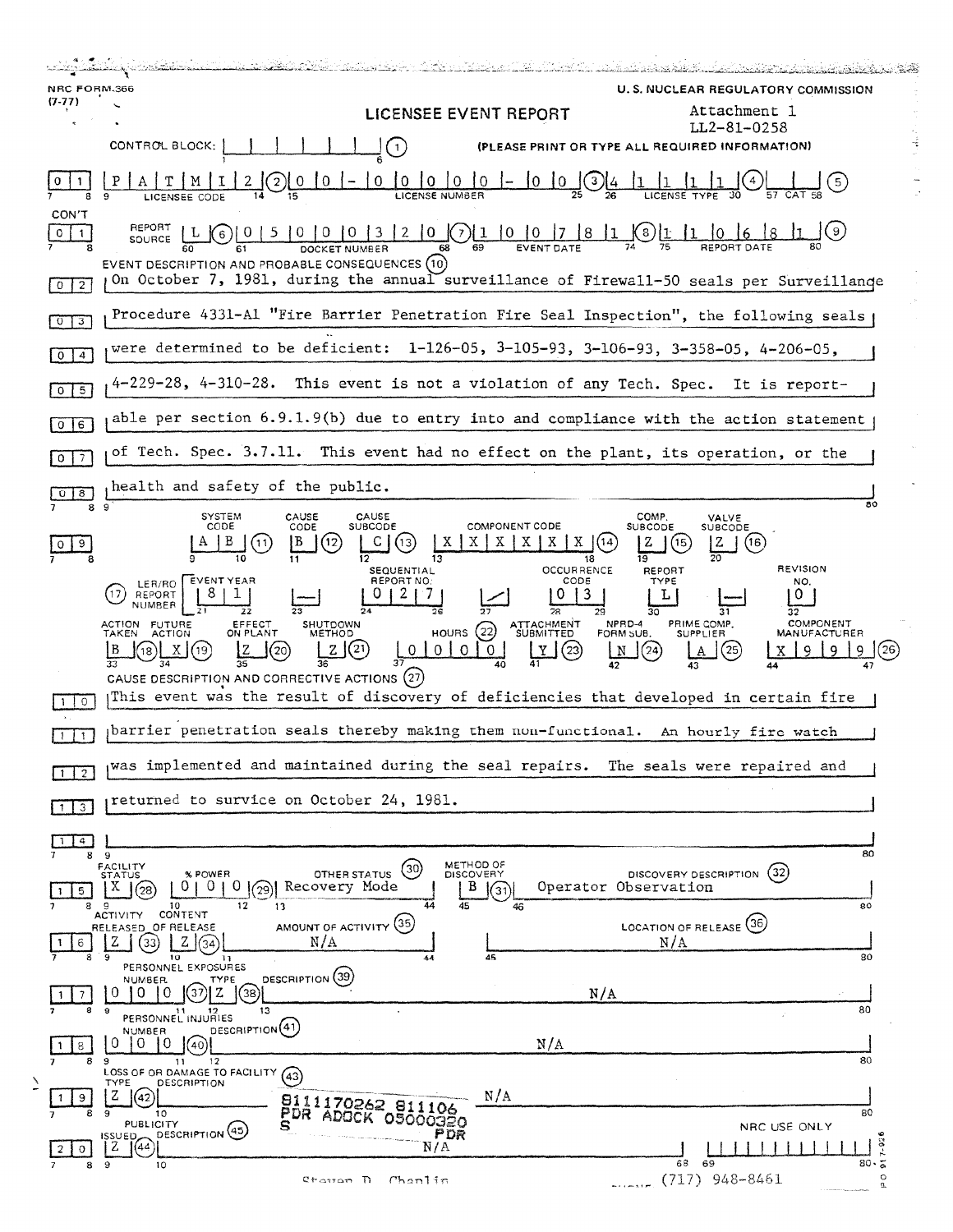NRC FORM 366
(7-77)

U. S. NUCLEAR REGULATORY COMMISSION

# LICENSEE EVENT REPORT

Attachment 1
LL2-81-0258

CONTROL BLOCK: | | | | | | | (1) (PLEASE PRINT OR TYPE ALL REQUIRED INFORMATION)

| 0 | 1 | P A T M I 2 (2) 0 0 - 0 0 0 0 0 - 0 0 (3) 4 1 1 1 1 (4) | | (5)
LICENSEE CODE — LICENSE NUMBER — LICENSE TYPE — CAT

CON'T

| 0 | 1 | REPORT SOURCE L (6) 0 5 0 0 0 3 2 0 (7) 1 0 0 7 8 1 (8) 1 1 0 6 8 1 (9)
DOCKET NUMBER — EVENT DATE — REPORT DATE

EVENT DESCRIPTION AND PROBABLE CONSEQUENCES (10)

| 0 | 2 | On October 7, 1981, during the annual surveillance of Firewall-50 seals per Surveillance
| 0 | 3 | Procedure 4331-A1 "Fire Barrier Penetration Fire Seal Inspection", the following seals
| 0 | 4 | were determined to be deficient: 1-126-05, 3-105-93, 3-106-93, 3-358-05, 4-206-05,
| 0 | 5 | 4-229-28, 4-310-28. This event is not a violation of any Tech. Spec. It is report-
| 0 | 6 | able per section 6.9.1.9(b) due to entry into and compliance with the action statement
| 0 | 7 | of Tech. Spec. 3.7.11. This event had no effect on the plant, its operation, or the
| 0 | 8 | health and safety of the public.

| SYSTEM CODE | CAUSE CODE | CAUSE SUBCODE | COMPONENT CODE | COMP. SUBCODE | VALVE SUBCODE |
|---|---|---|---|---|---|
| A B (11) | B (12) | C (13) | X X X X X X (14) | Z (15) | Z (16) |

| (17) LER/RO REPORT NUMBER | EVENT YEAR | | SEQUENTIAL REPORT NO. | | OCCURRENCE CODE | REPORT TYPE | | REVISION NO. |
|---|---|---|---|---|---|---|---|---|
| | 8 1 | — | 0 2 7 | / | 0 3 | L | — | 0 |

| ACTION TAKEN | FUTURE ACTION | EFFECT ON PLANT | SHUTDOWN METHOD | HOURS (22) | ATTACHMENT SUBMITTED | NPRD-4 FORM SUB. | PRIME COMP. SUPPLIER | COMPONENT MANUFACTURER |
|---|---|---|---|---|---|---|---|---|
| B (18) | X (19) | Z (20) | Z (21) | 0 0 0 0 | Y (23) | N (24) | A (25) | X 9 9 9 (26) |

CAUSE DESCRIPTION AND CORRECTIVE ACTIONS (27)

| 1 | 0 | This event was the result of discovery of deficiencies that developed in certain fire
| 1 | 1 | barrier penetration seals thereby making them non-functional. An hourly fire watch
| 1 | 2 | was implemented and maintained during the seal repairs. The seals were repaired and
| 1 | 3 | returned to survice on October 24, 1981.
| 1 | 4 |

| FACILITY STATUS | % POWER | OTHER STATUS (30) | METHOD OF DISCOVERY | DISCOVERY DESCRIPTION (32) |
|---|---|---|---|---|
| X (28) | 0 0 0 (29) | Recovery Mode | B (31) | Operator Observation |

| ACTIVITY RELEASED | CONTENT OF RELEASE | AMOUNT OF ACTIVITY (35) | LOCATION OF RELEASE (36) |
|---|---|---|---|
| Z (33) | Z (34) | N/A | N/A |

PERSONNEL EXPOSURES

| NUMBER | TYPE | DESCRIPTION (39) |
|---|---|---|
| 0 0 0 (37) | Z (38) | N/A |

PERSONNEL INJURIES

| NUMBER | DESCRIPTION (41) |
|---|---|
| 0 0 0 (40) | N/A |

LOSS OF OR DAMAGE TO FACILITY (43)

| TYPE | DESCRIPTION |
|---|---|
| Z (42) | N/A |

8111170262 811106
PDR ADOCK 05000320
S PDR

PUBLICITY

| ISSUED | DESCRIPTION (45) |
|---|---|
| Z (44) | N/A |

NRC USE ONLY

Steven D. Chaplin — PHONE (717) 948-8461